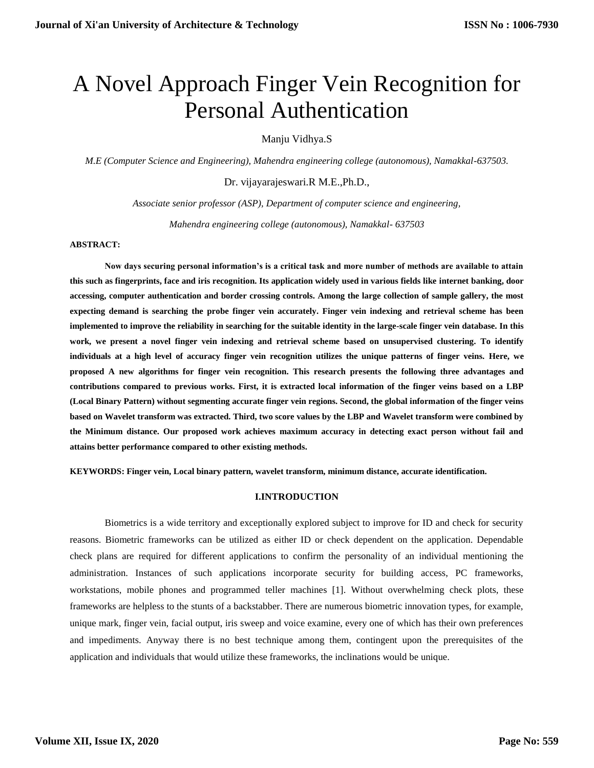# A Novel Approach Finger Vein Recognition for Personal Authentication

Manju Vidhya.S

*M.E (Computer Science and Engineering), Mahendra engineering college (autonomous), Namakkal-637503.*

Dr. vijayarajeswari.R M.E.,Ph.D.,

*Associate senior professor (ASP), Department of computer science and engineering,*

*Mahendra engineering college (autonomous), Namakkal- 637503*

**ABSTRACT:**

**Now days securing personal information's is a critical task and more number of methods are available to attain this such as fingerprints, face and iris recognition. Its application widely used in various fields like internet banking, door accessing, computer authentication and border crossing controls. Among the large collection of sample gallery, the most expecting demand is searching the probe finger vein accurately. Finger vein indexing and retrieval scheme has been implemented to improve the reliability in searching for the suitable identity in the large-scale finger vein database. In this work, we present a novel finger vein indexing and retrieval scheme based on unsupervised clustering. To identify individuals at a high level of accuracy finger vein recognition utilizes the unique patterns of finger veins. Here, we proposed A new algorithms for finger vein recognition. This research presents the following three advantages and contributions compared to previous works. First, it is extracted local information of the finger veins based on a LBP (Local Binary Pattern) without segmenting accurate finger vein regions. Second, the global information of the finger veins based on Wavelet transform was extracted. Third, two score values by the LBP and Wavelet transform were combined by the Minimum distance. Our proposed work achieves maximum accuracy in detecting exact person without fail and attains better performance compared to other existing methods.**

**KEYWORDS: Finger vein, Local binary pattern, wavelet transform, minimum distance, accurate identification.**

## I.INTRODUCTION

Biometrics is a wide territory and exceptionally explored subject to improve for ID and check for security reasons. Biometric frameworks can be utilized as either ID or check dependent on the application. Dependable check plans are required for different applications to confirm the personality of an individual mentioning the administration. Instances of such applications incorporate security for building access, PC frameworks, workstations, mobile phones and programmed teller machines [1]. Without overwhelming check plots, these frameworks are helpless to the stunts of a backstabber. There are numerous biometric innovation types, for example, unique mark, finger vein, facial output, iris sweep and voice examine, every one of which has their own preferences and impediments. Anyway there is no best technique among them, contingent upon the prerequisites of the application and individuals that would utilize these frameworks, the inclinations would be unique.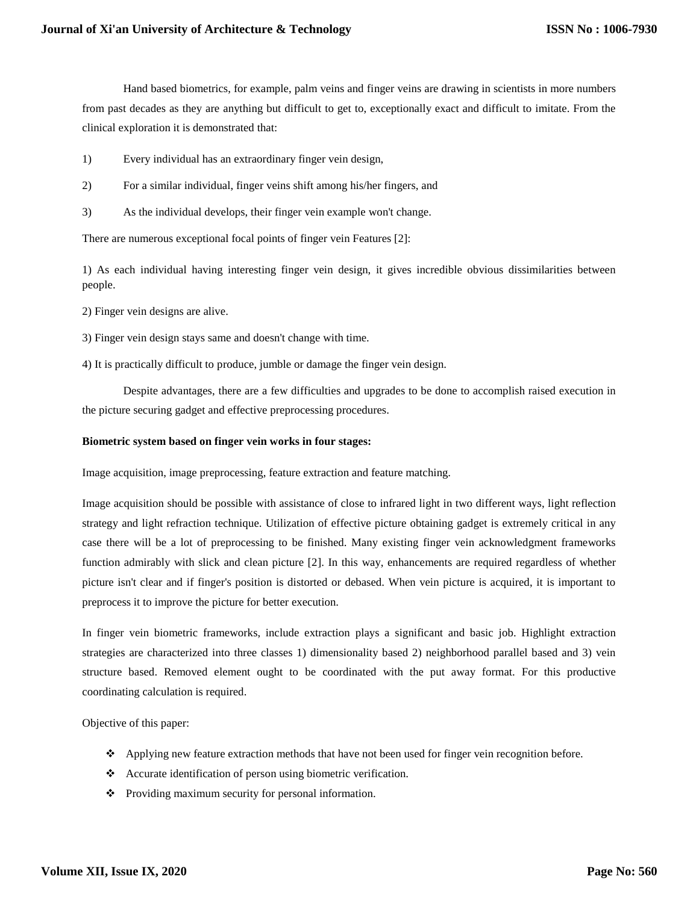Hand based biometrics, for example, palm veins and finger veins are drawing in scientists in more numbers from past decades as they are anything but difficult to get to, exceptionally exact and difficult to imitate. From the clinical exploration it is demonstrated that:

1) Every individual has an extraordinary finger vein design,

2) For a similar individual, finger veins shift among his/her fingers, and

3) As the individual develops, their finger vein example won't change.

There are numerous exceptional focal points of finger vein Features [2]:

1) As each individual having interesting finger vein design, it gives incredible obvious dissimilarities between people.

2) Finger vein designs are alive.

3) Finger vein design stays same and doesn't change with time.

4) It is practically difficult to produce, jumble or damage the finger vein design.

Despite advantages, there are a few difficulties and upgrades to be done to accomplish raised execution in the picture securing gadget and effective preprocessing procedures.

**Biometric system based on finger vein works in four stages:**

Image acquisition, image preprocessing, feature extraction and feature matching.

Image acquisition should be possible with assistance of close to infrared light in two different ways, light reflection strategy and light refraction technique. Utilization of effective picture obtaining gadget is extremely critical in any case there will be a lot of preprocessing to be finished. Many existing finger vein acknowledgment frameworks function admirably with slick and clean picture [2]. In this way, enhancements are required regardless of whether picture isn't clear and if finger's position is distorted or debased. When vein picture is acquired, it is important to preprocess it to improve the picture for better execution.

In finger vein biometric frameworks, include extraction plays a significant and basic job. Highlight extraction strategies are characterized into three classes 1) dimensionality based 2) neighborhood parallel based and 3) vein structure based. Removed element ought to be coordinated with the put away format. For this productive coordinating calculation is required.

Objective of this paper:

- Applying new feature extraction methods that have not been used for finger vein recognition before.
- Accurate identification of person using biometric verification.
- Providing maximum security for personal information.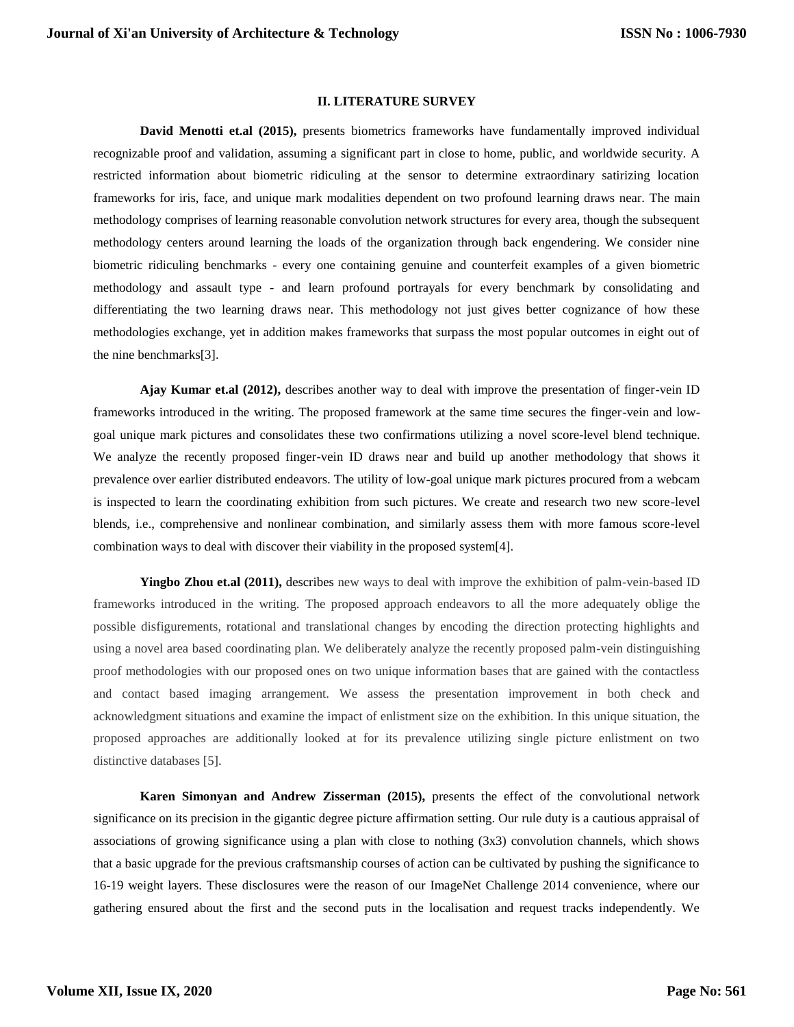## II. LITERATURE SURVEY

**David Menotti et.al (2015),** presents biometrics frameworks have fundamentally improved individual recognizable proof and validation, assuming a significant part in close to home, public, and worldwide security. A restricted information about biometric ridiculing at the sensor to determine extraordinary satirizing location frameworks for iris, face, and unique mark modalities dependent on two profound learning draws near. The main methodology comprises of learning reasonable convolution network structures for every area, though the subsequent methodology centers around learning the loads of the organization through back engendering. We consider nine biometric ridiculing benchmarks - every one containing genuine and counterfeit examples of a given biometric methodology and assault type - and learn profound portrayals for every benchmark by consolidating and differentiating the two learning draws near. This methodology not just gives better cognizance of how these methodologies exchange, yet in addition makes frameworks that surpass the most popular outcomes in eight out of the nine benchmarks[3].

**Ajay Kumar et.al (2012),** describes another way to deal with improve the presentation of finger-vein ID frameworks introduced in the writing. The proposed framework at the same time secures the finger-vein and low-goal unique mark pictures and consolidates these two confirmations utilizing a novel score-level blend technique. We analyze the recently proposed finger-vein ID draws near and build up another methodology that shows it prevalence over earlier distributed endeavors. The utility of low-goal unique mark pictures procured from a webcam is inspected to learn the coordinating exhibition from such pictures. We create and research two new score-level blends, i.e., comprehensive and nonlinear combination, and similarly assess them with more famous score-level combination ways to deal with discover their viability in the proposed system[4].

**Yingbo Zhou et.al (2011),** describes new ways to deal with improve the exhibition of palm-vein-based ID frameworks introduced in the writing. The proposed approach endeavors to all the more adequately oblige the possible disfigurements, rotational and translational changes by encoding the direction protecting highlights and using a novel area based coordinating plan. We deliberately analyze the recently proposed palm-vein distinguishing proof methodologies with our proposed ones on two unique information bases that are gained with the contactless and contact based imaging arrangement. We assess the presentation improvement in both check and acknowledgment situations and examine the impact of enlistment size on the exhibition. In this unique situation, the proposed approaches are additionally looked at for its prevalence utilizing single picture enlistment on two distinctive databases [5].

**Karen Simonyan and Andrew Zisserman (2015),** presents the effect of the convolutional network significance on its precision in the gigantic degree picture affirmation setting. Our rule duty is a cautious appraisal of associations of growing significance using a plan with close to nothing (3x3) convolution channels, which shows that a basic upgrade for the previous craftsmanship courses of action can be cultivated by pushing the significance to 16-19 weight layers. These disclosures were the reason of our ImageNet Challenge 2014 convenience, where our gathering ensured about the first and the second puts in the localisation and request tracks independently. We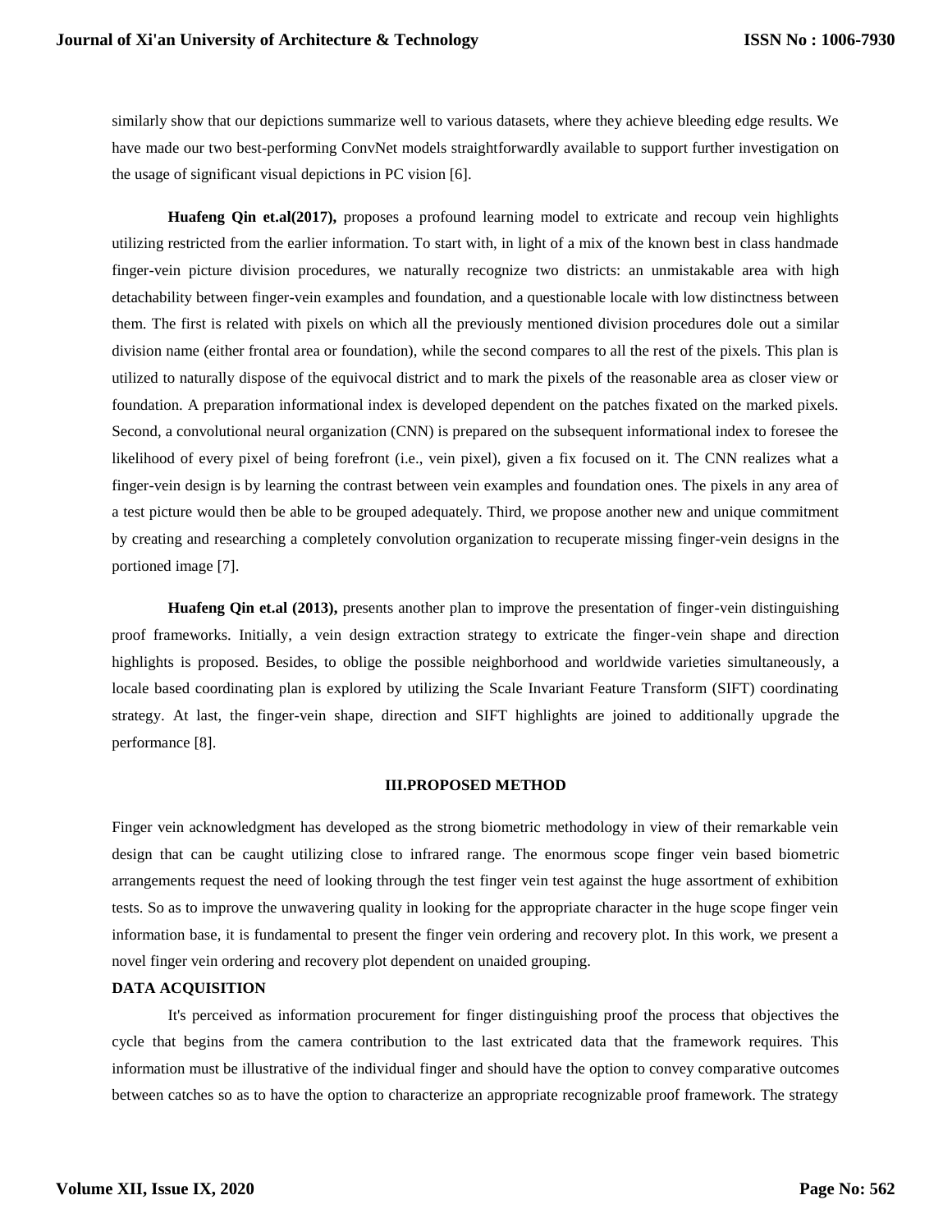similarly show that our depictions summarize well to various datasets, where they achieve bleeding edge results. We have made our two best-performing ConvNet models straightforwardly available to support further investigation on the usage of significant visual depictions in PC vision [6].

**Huafeng Qin et.al(2017),** proposes a profound learning model to extricate and recoup vein highlights utilizing restricted from the earlier information. To start with, in light of a mix of the known best in class handmade finger-vein picture division procedures, we naturally recognize two districts: an unmistakable area with high detachability between finger-vein examples and foundation, and a questionable locale with low distinctness between them. The first is related with pixels on which all the previously mentioned division procedures dole out a similar division name (either frontal area or foundation), while the second compares to all the rest of the pixels. This plan is utilized to naturally dispose of the equivocal district and to mark the pixels of the reasonable area as closer view or foundation. A preparation informational index is developed dependent on the patches fixated on the marked pixels. Second, a convolutional neural organization (CNN) is prepared on the subsequent informational index to foresee the likelihood of every pixel of being forefront (i.e., vein pixel), given a fix focused on it. The CNN realizes what a finger-vein design is by learning the contrast between vein examples and foundation ones. The pixels in any area of a test picture would then be able to be grouped adequately. Third, we propose another new and unique commitment by creating and researching a completely convolution organization to recuperate missing finger-vein designs in the portioned image [7].

**Huafeng Qin et.al (2013),** presents another plan to improve the presentation of finger-vein distinguishing proof frameworks. Initially, a vein design extraction strategy to extricate the finger-vein shape and direction highlights is proposed. Besides, to oblige the possible neighborhood and worldwide varieties simultaneously, a locale based coordinating plan is explored by utilizing the Scale Invariant Feature Transform (SIFT) coordinating strategy. At last, the finger-vein shape, direction and SIFT highlights are joined to additionally upgrade the performance [8].

## III.PROPOSED METHOD

Finger vein acknowledgment has developed as the strong biometric methodology in view of their remarkable vein design that can be caught utilizing close to infrared range. The enormous scope finger vein based biometric arrangements request the need of looking through the test finger vein test against the huge assortment of exhibition tests. So as to improve the unwavering quality in looking for the appropriate character in the huge scope finger vein information base, it is fundamental to present the finger vein ordering and recovery plot. In this work, we present a novel finger vein ordering and recovery plot dependent on unaided grouping.

### DATA ACQUISITION

It's perceived as information procurement for finger distinguishing proof the process that objectives the cycle that begins from the camera contribution to the last extricated data that the framework requires. This information must be illustrative of the individual finger and should have the option to convey comparative outcomes between catches so as to have the option to characterize an appropriate recognizable proof framework. The strategy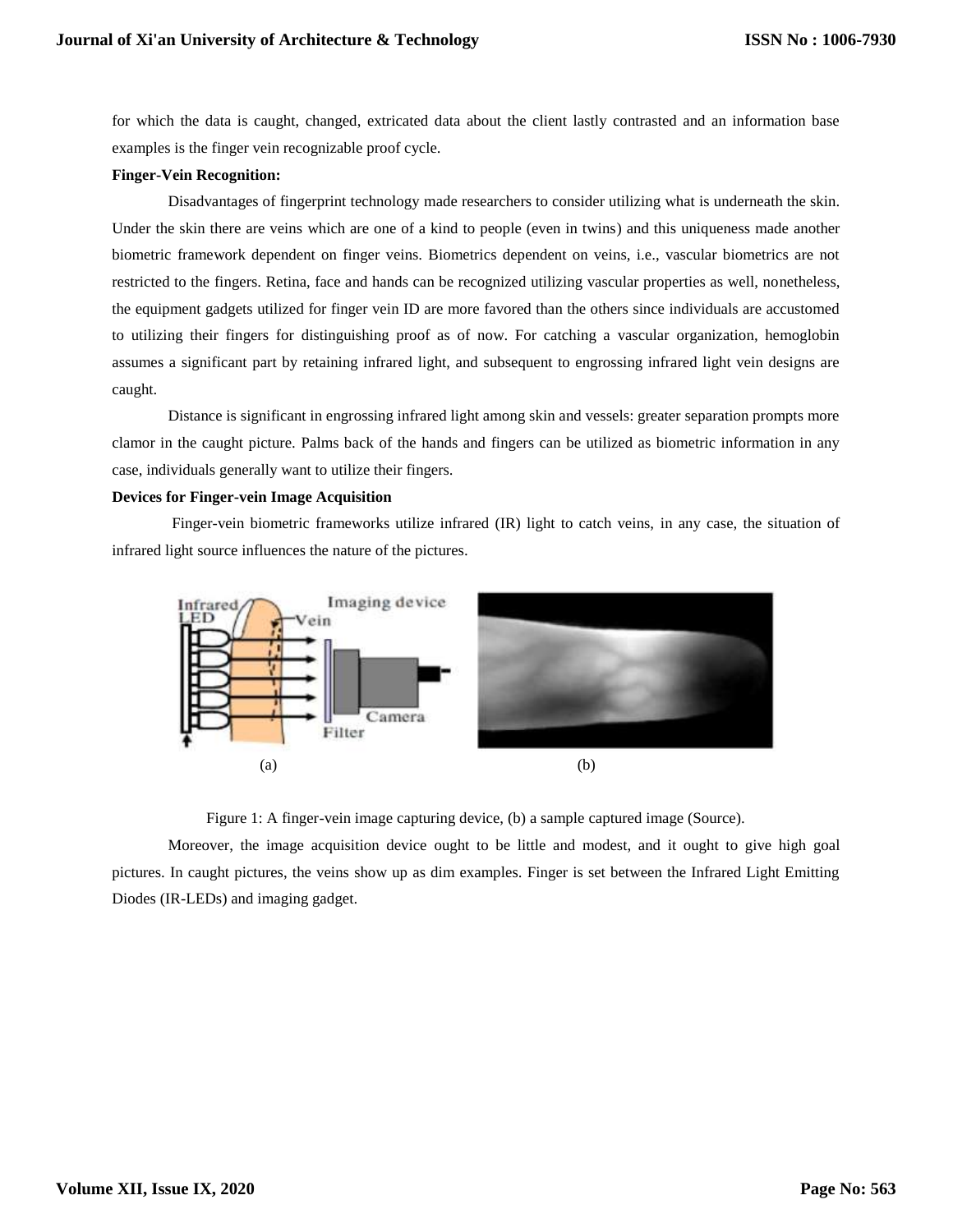for which the data is caught, changed, extricated data about the client lastly contrasted and an information base examples is the finger vein recognizable proof cycle.

**Finger-Vein Recognition:**

Disadvantages of fingerprint technology made researchers to consider utilizing what is underneath the skin. Under the skin there are veins which are one of a kind to people (even in twins) and this uniqueness made another biometric framework dependent on finger veins. Biometrics dependent on veins, i.e., vascular biometrics are not restricted to the fingers. Retina, face and hands can be recognized utilizing vascular properties as well, nonetheless, the equipment gadgets utilized for finger vein ID are more favored than the others since individuals are accustomed to utilizing their fingers for distinguishing proof as of now. For catching a vascular organization, hemoglobin assumes a significant part by retaining infrared light, and subsequent to engrossing infrared light vein designs are caught.

Distance is significant in engrossing infrared light among skin and vessels: greater separation prompts more clamor in the caught picture. Palms back of the hands and fingers can be utilized as biometric information in any case, individuals generally want to utilize their fingers.

**Devices for Finger-vein Image Acquisition**

Finger-vein biometric frameworks utilize infrared (IR) light to catch veins, in any case, the situation of infrared light source influences the nature of the pictures.

(a) (b)

Figure 1: A finger-vein image capturing device, (b) a sample captured image (Source).

Moreover, the image acquisition device ought to be little and modest, and it ought to give high goal pictures. In caught pictures, the veins show up as dim examples. Finger is set between the Infrared Light Emitting Diodes (IR-LEDs) and imaging gadget.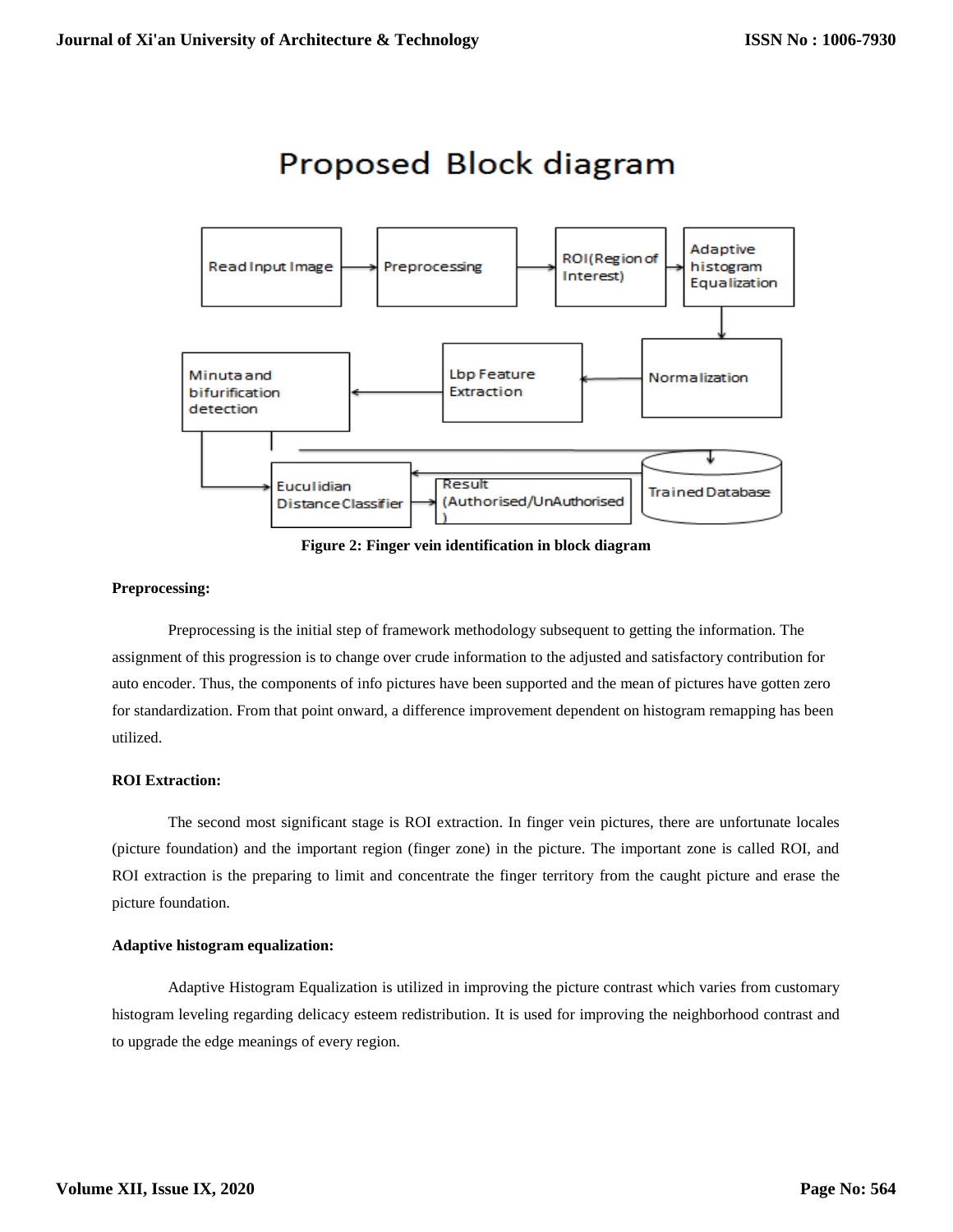Figure 2: Finger vein identification in block diagram

**Preprocessing:**

Preprocessing is the initial step of framework methodology subsequent to getting the information. The assignment of this progression is to change over crude information to the adjusted and satisfactory contribution for auto encoder. Thus, the components of info pictures have been supported and the mean of pictures have gotten zero for standardization. From that point onward, a difference improvement dependent on histogram remapping has been utilized.

**ROI Extraction:**

The second most significant stage is ROI extraction. In finger vein pictures, there are unfortunate locales (picture foundation) and the important region (finger zone) in the picture. The important zone is called ROI, and ROI extraction is the preparing to limit and concentrate the finger territory from the caught picture and erase the picture foundation.

**Adaptive histogram equalization:**

Adaptive Histogram Equalization is utilized in improving the picture contrast which varies from customary histogram leveling regarding delicacy esteem redistribution. It is used for improving the neighborhood contrast and to upgrade the edge meanings of every region.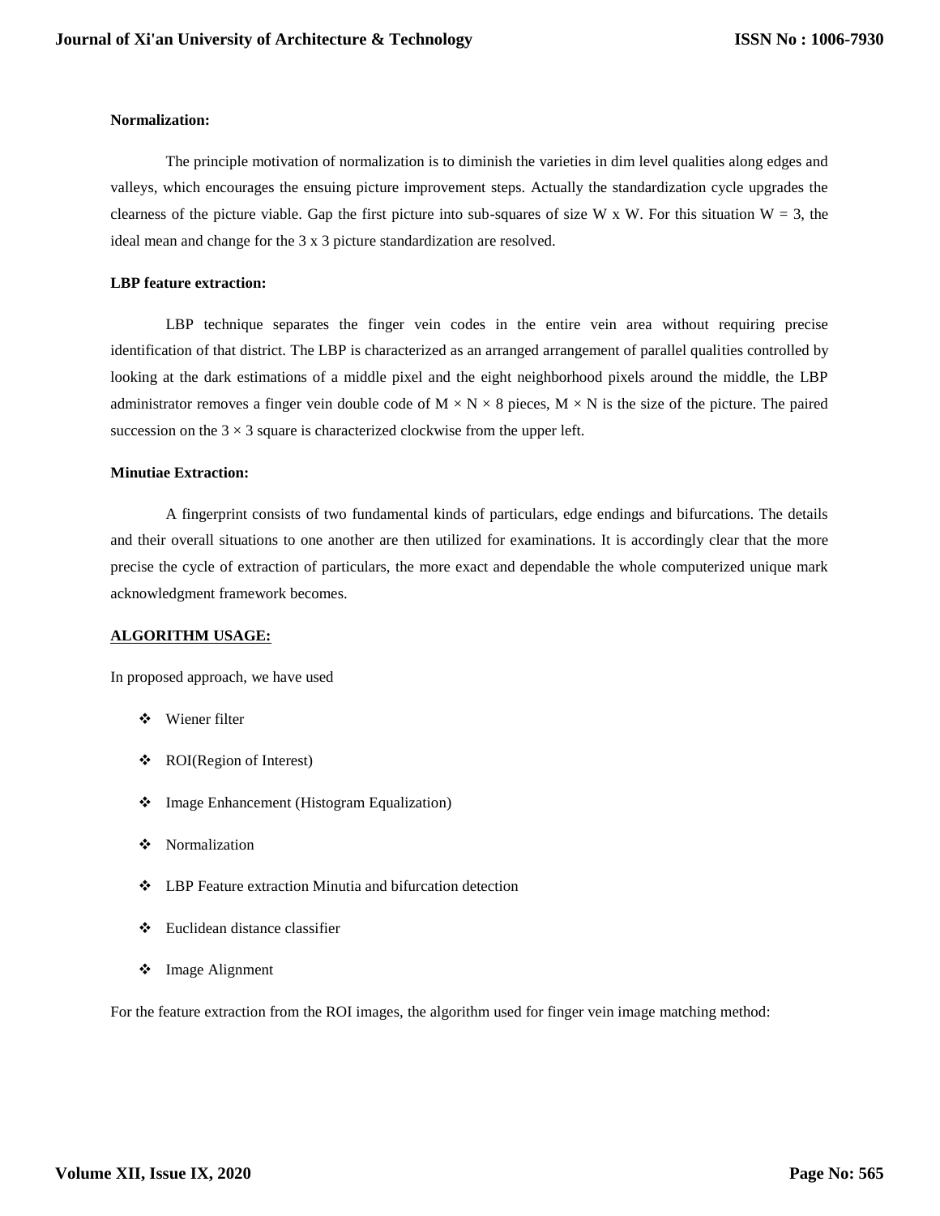**Normalization:**

The principle motivation of normalization is to diminish the varieties in dim level qualities along edges and valleys, which encourages the ensuing picture improvement steps. Actually the standardization cycle upgrades the clearness of the picture viable. Gap the first picture into sub-squares of size W x W. For this situation W = 3, the ideal mean and change for the 3 x 3 picture standardization are resolved.

**LBP feature extraction:**

LBP technique separates the finger vein codes in the entire vein area without requiring precise identification of that district. The LBP is characterized as an arranged arrangement of parallel qualities controlled by looking at the dark estimations of a middle pixel and the eight neighborhood pixels around the middle, the LBP administrator removes a finger vein double code of $M \times N \times 8$ pieces, $M \times N$ is the size of the picture. The paired succession on the $3 \times 3$ square is characterized clockwise from the upper left.

**Minutiae Extraction:**

A fingerprint consists of two fundamental kinds of particulars, edge endings and bifurcations. The details and their overall situations to one another are then utilized for examinations. It is accordingly clear that the more precise the cycle of extraction of particulars, the more exact and dependable the whole computerized unique mark acknowledgment framework becomes.

**ALGORITHM USAGE:**

In proposed approach, we have used

- Wiener filter
- ROI(Region of Interest)
- Image Enhancement (Histogram Equalization)
- Normalization
- LBP Feature extraction Minutia and bifurcation detection
- Euclidean distance classifier
- Image Alignment

For the feature extraction from the ROI images, the algorithm used for finger vein image matching method: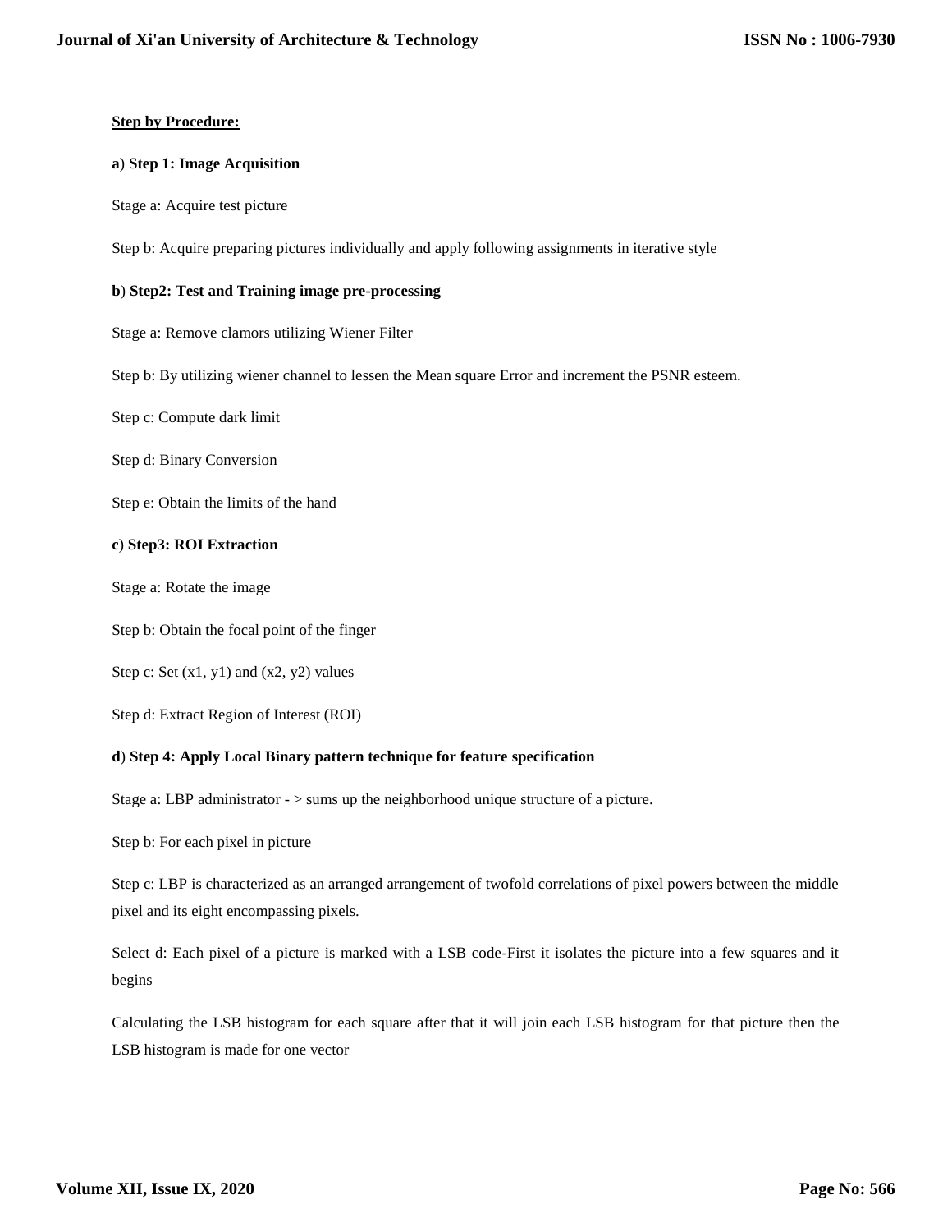**Step by Procedure:**

**a**) **Step 1: Image Acquisition**

Stage a: Acquire test picture

Step b: Acquire preparing pictures individually and apply following assignments in iterative style

**b**) **Step2: Test and Training image pre-processing**

Stage a: Remove clamors utilizing Wiener Filter

Step b: By utilizing wiener channel to lessen the Mean square Error and increment the PSNR esteem.

Step c: Compute dark limit

Step d: Binary Conversion

Step e: Obtain the limits of the hand

**c**) **Step3: ROI Extraction**

Stage a: Rotate the image

Step b: Obtain the focal point of the finger

Step c: Set (x1, y1) and (x2, y2) values

Step d: Extract Region of Interest (ROI)

**d**) **Step 4: Apply Local Binary pattern technique for feature specification**

Stage a: LBP administrator - > sums up the neighborhood unique structure of a picture.

Step b: For each pixel in picture

Step c: LBP is characterized as an arranged arrangement of twofold correlations of pixel powers between the middle pixel and its eight encompassing pixels.

Select d: Each pixel of a picture is marked with a LSB code-First it isolates the picture into a few squares and it begins

Calculating the LSB histogram for each square after that it will join each LSB histogram for that picture then the LSB histogram is made for one vector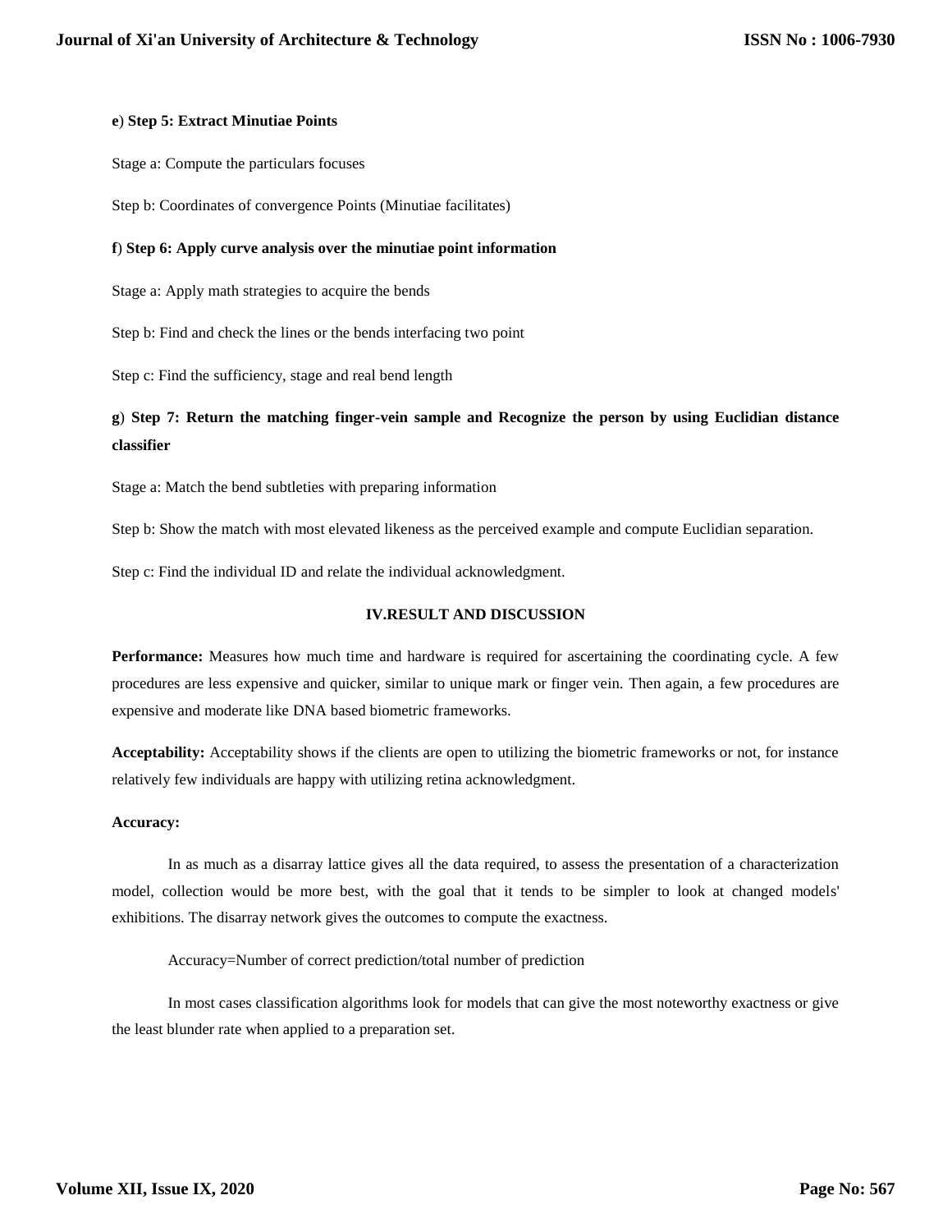**e**) **Step 5: Extract Minutiae Points**

Stage a: Compute the particulars focuses

Step b: Coordinates of convergence Points (Minutiae facilitates)

**f**) **Step 6: Apply curve analysis over the minutiae point information**

Stage a: Apply math strategies to acquire the bends

Step b: Find and check the lines or the bends interfacing two point

Step c: Find the sufficiency, stage and real bend length

**g**) **Step 7: Return the matching finger-vein sample and Recognize the person by using Euclidian distance classifier**

Stage a: Match the bend subtleties with preparing information

Step b: Show the match with most elevated likeness as the perceived example and compute Euclidian separation.

Step c: Find the individual ID and relate the individual acknowledgment.

## IV.RESULT AND DISCUSSION

**Performance:** Measures how much time and hardware is required for ascertaining the coordinating cycle. A few procedures are less expensive and quicker, similar to unique mark or finger vein. Then again, a few procedures are expensive and moderate like DNA based biometric frameworks.

**Acceptability:** Acceptability shows if the clients are open to utilizing the biometric frameworks or not, for instance relatively few individuals are happy with utilizing retina acknowledgment.

**Accuracy:**

In as much as a disarray lattice gives all the data required, to assess the presentation of a characterization model, collection would be more best, with the goal that it tends to be simpler to look at changed models' exhibitions. The disarray network gives the outcomes to compute the exactness.

Accuracy=Number of correct prediction/total number of prediction

In most cases classification algorithms look for models that can give the most noteworthy exactness or give the least blunder rate when applied to a preparation set.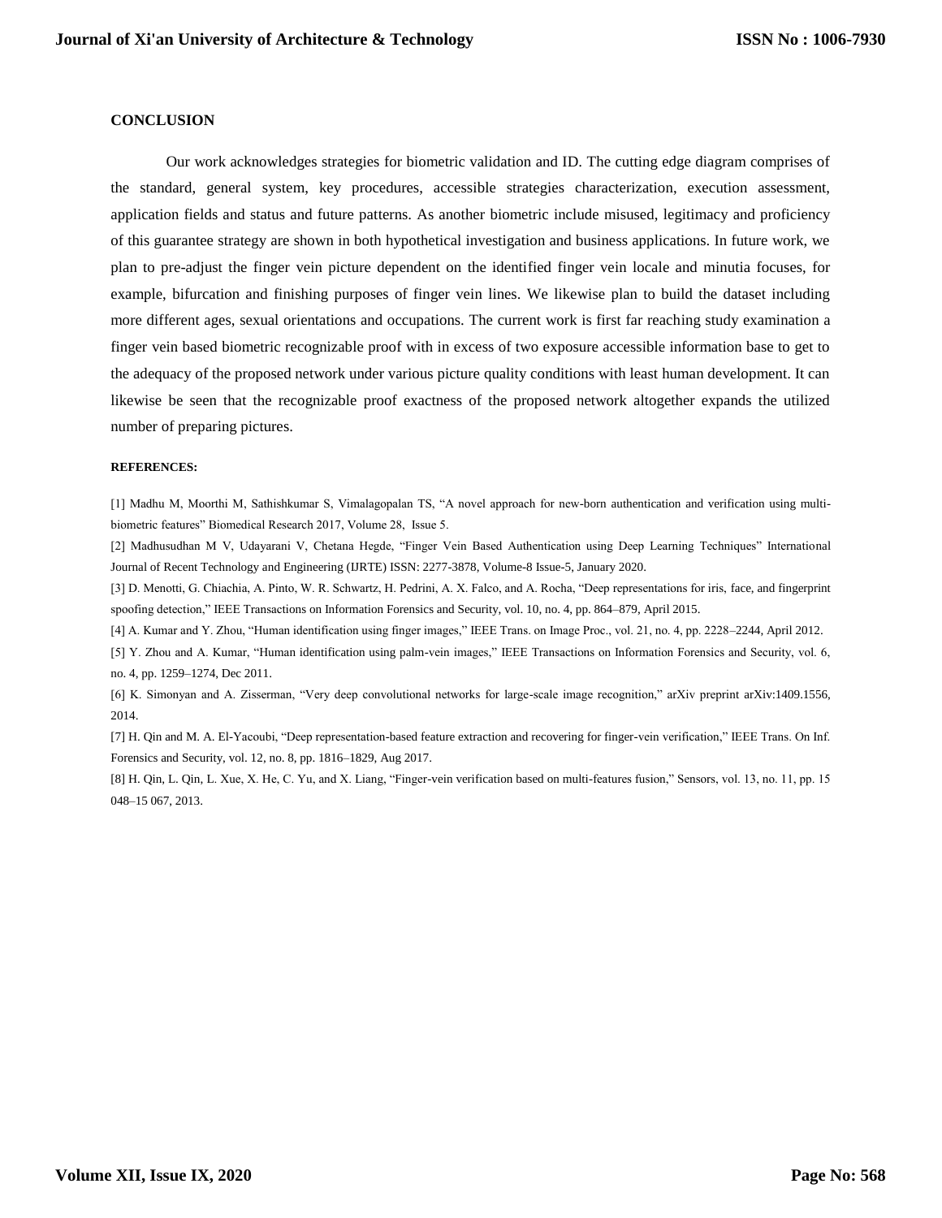## CONCLUSION

Our work acknowledges strategies for biometric validation and ID. The cutting edge diagram comprises of the standard, general system, key procedures, accessible strategies characterization, execution assessment, application fields and status and future patterns. As another biometric include misused, legitimacy and proficiency of this guarantee strategy are shown in both hypothetical investigation and business applications. In future work, we plan to pre-adjust the finger vein picture dependent on the identified finger vein locale and minutia focuses, for example, bifurcation and finishing purposes of finger vein lines. We likewise plan to build the dataset including more different ages, sexual orientations and occupations. The current work is first far reaching study examination a finger vein based biometric recognizable proof with in excess of two exposure accessible information base to get to the adequacy of the proposed network under various picture quality conditions with least human development. It can likewise be seen that the recognizable proof exactness of the proposed network altogether expands the utilized number of preparing pictures.

### REFERENCES:

[1] Madhu M, Moorthi M, Sathishkumar S, Vimalagopalan TS, "A novel approach for new-born authentication and verification using multi-biometric features" Biomedical Research 2017, Volume 28, Issue 5.

[2] Madhusudhan M V, Udayarani V, Chetana Hegde, "Finger Vein Based Authentication using Deep Learning Techniques" International Journal of Recent Technology and Engineering (IJRTE) ISSN: 2277-3878, Volume-8 Issue-5, January 2020.

[3] D. Menotti, G. Chiachia, A. Pinto, W. R. Schwartz, H. Pedrini, A. X. Falco, and A. Rocha, "Deep representations for iris, face, and fingerprint spoofing detection," IEEE Transactions on Information Forensics and Security, vol. 10, no. 4, pp. 864–879, April 2015.

[4] A. Kumar and Y. Zhou, "Human identification using finger images," IEEE Trans. on Image Proc., vol. 21, no. 4, pp. 2228–2244, April 2012.

[5] Y. Zhou and A. Kumar, "Human identification using palm-vein images," IEEE Transactions on Information Forensics and Security, vol. 6, no. 4, pp. 1259–1274, Dec 2011.

[6] K. Simonyan and A. Zisserman, "Very deep convolutional networks for large-scale image recognition," arXiv preprint arXiv:1409.1556, 2014.

[7] H. Qin and M. A. El-Yacoubi, "Deep representation-based feature extraction and recovering for finger-vein verification," IEEE Trans. On Inf. Forensics and Security, vol. 12, no. 8, pp. 1816–1829, Aug 2017.

[8] H. Qin, L. Qin, L. Xue, X. He, C. Yu, and X. Liang, "Finger-vein verification based on multi-features fusion," Sensors, vol. 13, no. 11, pp. 15 048–15 067, 2013.